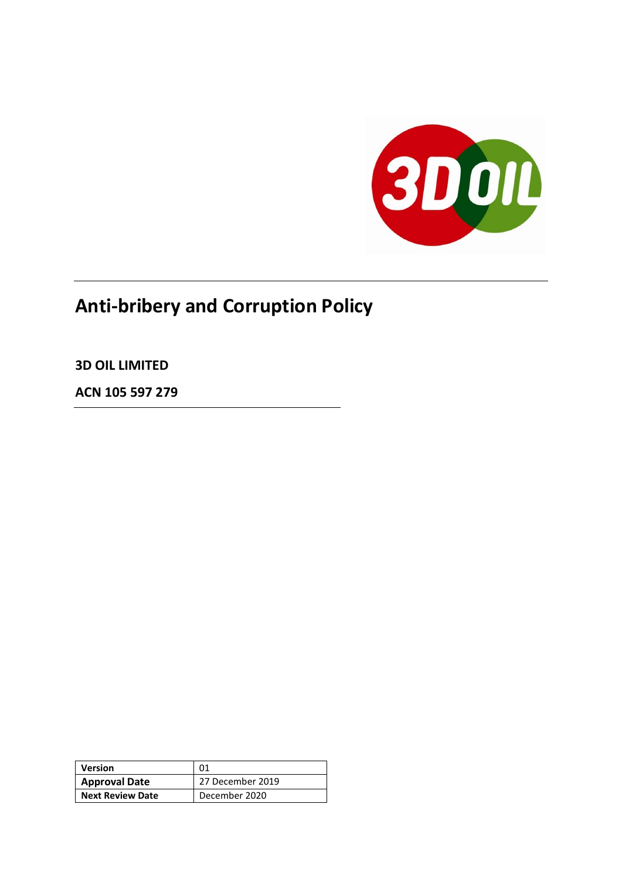# Anti-bribery and Corruption Policy

**3D OIL LIMITED**

**ACN 105 597 279**

| **Version** | 01 |
| --- | --- |
| **Approval Date** | 27 December 2019 |
| **Next Review Date** | December 2020 |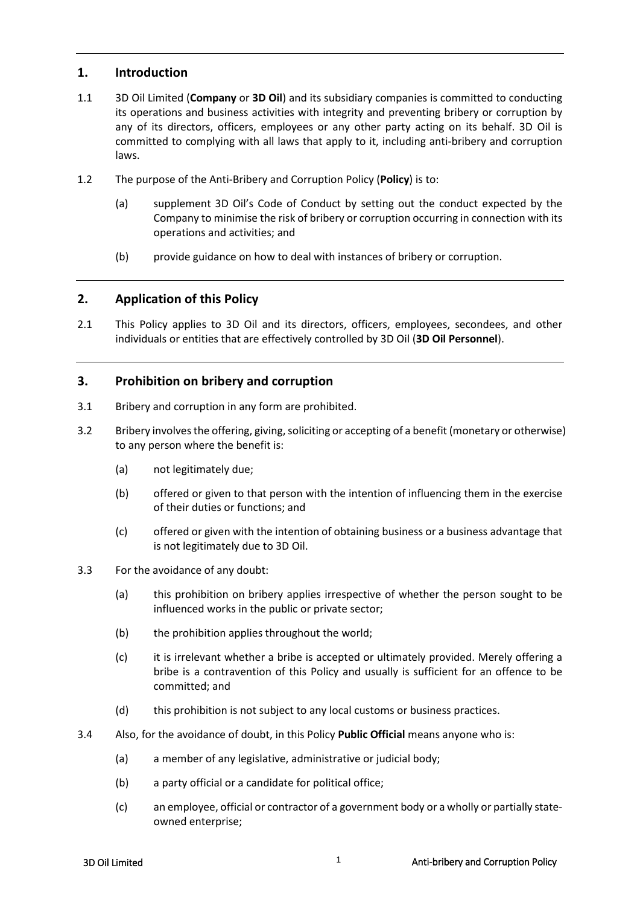## 1. Introduction

1.1 3D Oil Limited (**Company** or **3D Oil**) and its subsidiary companies is committed to conducting its operations and business activities with integrity and preventing bribery or corruption by any of its directors, officers, employees or any other party acting on its behalf. 3D Oil is committed to complying with all laws that apply to it, including anti-bribery and corruption laws.

1.2 The purpose of the Anti-Bribery and Corruption Policy (**Policy**) is to:

(a) supplement 3D Oil's Code of Conduct by setting out the conduct expected by the Company to minimise the risk of bribery or corruption occurring in connection with its operations and activities; and

(b) provide guidance on how to deal with instances of bribery or corruption.

## 2. Application of this Policy

2.1 This Policy applies to 3D Oil and its directors, officers, employees, secondees, and other individuals or entities that are effectively controlled by 3D Oil (**3D Oil Personnel**).

## 3. Prohibition on bribery and corruption

3.1 Bribery and corruption in any form are prohibited.

3.2 Bribery involves the offering, giving, soliciting or accepting of a benefit (monetary or otherwise) to any person where the benefit is:

(a) not legitimately due;

(b) offered or given to that person with the intention of influencing them in the exercise of their duties or functions; and

(c) offered or given with the intention of obtaining business or a business advantage that is not legitimately due to 3D Oil.

3.3 For the avoidance of any doubt:

(a) this prohibition on bribery applies irrespective of whether the person sought to be influenced works in the public or private sector;

(b) the prohibition applies throughout the world;

(c) it is irrelevant whether a bribe is accepted or ultimately provided. Merely offering a bribe is a contravention of this Policy and usually is sufficient for an offence to be committed; and

(d) this prohibition is not subject to any local customs or business practices.

3.4 Also, for the avoidance of doubt, in this Policy **Public Official** means anyone who is:

(a) a member of any legislative, administrative or judicial body;

(b) a party official or a candidate for political office;

(c) an employee, official or contractor of a government body or a wholly or partially state-owned enterprise;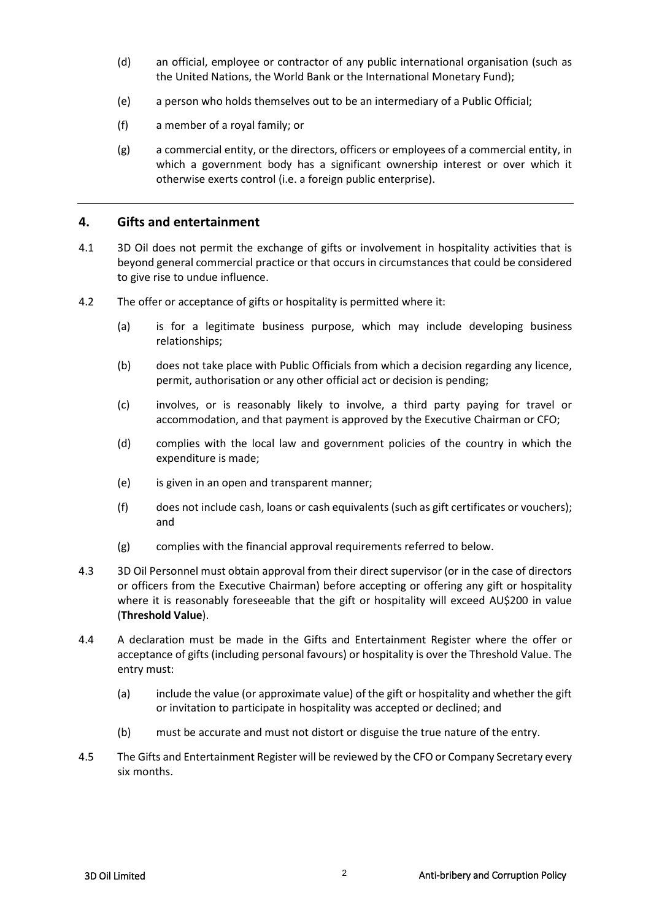(d) an official, employee or contractor of any public international organisation (such as the United Nations, the World Bank or the International Monetary Fund);

(e) a person who holds themselves out to be an intermediary of a Public Official;

(f) a member of a royal family; or

(g) a commercial entity, or the directors, officers or employees of a commercial entity, in which a government body has a significant ownership interest or over which it otherwise exerts control (i.e. a foreign public enterprise).

---

## 4. Gifts and entertainment

4.1 3D Oil does not permit the exchange of gifts or involvement in hospitality activities that is beyond general commercial practice or that occurs in circumstances that could be considered to give rise to undue influence.

4.2 The offer or acceptance of gifts or hospitality is permitted where it:

(a) is for a legitimate business purpose, which may include developing business relationships;

(b) does not take place with Public Officials from which a decision regarding any licence, permit, authorisation or any other official act or decision is pending;

(c) involves, or is reasonably likely to involve, a third party paying for travel or accommodation, and that payment is approved by the Executive Chairman or CFO;

(d) complies with the local law and government policies of the country in which the expenditure is made;

(e) is given in an open and transparent manner;

(f) does not include cash, loans or cash equivalents (such as gift certificates or vouchers); and

(g) complies with the financial approval requirements referred to below.

4.3 3D Oil Personnel must obtain approval from their direct supervisor (or in the case of directors or officers from the Executive Chairman) before accepting or offering any gift or hospitality where it is reasonably foreseeable that the gift or hospitality will exceed AU$200 in value (**Threshold Value**).

4.4 A declaration must be made in the Gifts and Entertainment Register where the offer or acceptance of gifts (including personal favours) or hospitality is over the Threshold Value. The entry must:

(a) include the value (or approximate value) of the gift or hospitality and whether the gift or invitation to participate in hospitality was accepted or declined; and

(b) must be accurate and must not distort or disguise the true nature of the entry.

4.5 The Gifts and Entertainment Register will be reviewed by the CFO or Company Secretary every six months.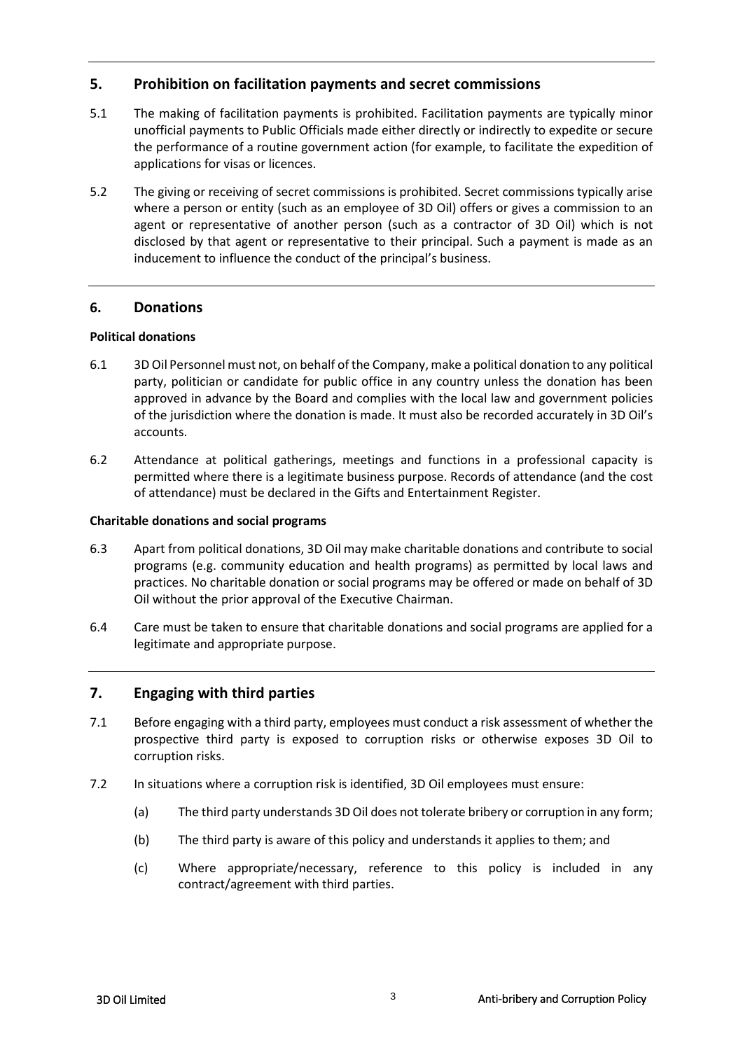## 5. Prohibition on facilitation payments and secret commissions

5.1 The making of facilitation payments is prohibited. Facilitation payments are typically minor unofficial payments to Public Officials made either directly or indirectly to expedite or secure the performance of a routine government action (for example, to facilitate the expedition of applications for visas or licences.

5.2 The giving or receiving of secret commissions is prohibited. Secret commissions typically arise where a person or entity (such as an employee of 3D Oil) offers or gives a commission to an agent or representative of another person (such as a contractor of 3D Oil) which is not disclosed by that agent or representative to their principal. Such a payment is made as an inducement to influence the conduct of the principal's business.

## 6. Donations

**Political donations**

6.1 3D Oil Personnel must not, on behalf of the Company, make a political donation to any political party, politician or candidate for public office in any country unless the donation has been approved in advance by the Board and complies with the local law and government policies of the jurisdiction where the donation is made. It must also be recorded accurately in 3D Oil's accounts.

6.2 Attendance at political gatherings, meetings and functions in a professional capacity is permitted where there is a legitimate business purpose. Records of attendance (and the cost of attendance) must be declared in the Gifts and Entertainment Register.

**Charitable donations and social programs**

6.3 Apart from political donations, 3D Oil may make charitable donations and contribute to social programs (e.g. community education and health programs) as permitted by local laws and practices. No charitable donation or social programs may be offered or made on behalf of 3D Oil without the prior approval of the Executive Chairman.

6.4 Care must be taken to ensure that charitable donations and social programs are applied for a legitimate and appropriate purpose.

## 7. Engaging with third parties

7.1 Before engaging with a third party, employees must conduct a risk assessment of whether the prospective third party is exposed to corruption risks or otherwise exposes 3D Oil to corruption risks.

7.2 In situations where a corruption risk is identified, 3D Oil employees must ensure:

(a) The third party understands 3D Oil does not tolerate bribery or corruption in any form;

(b) The third party is aware of this policy and understands it applies to them; and

(c) Where appropriate/necessary, reference to this policy is included in any contract/agreement with third parties.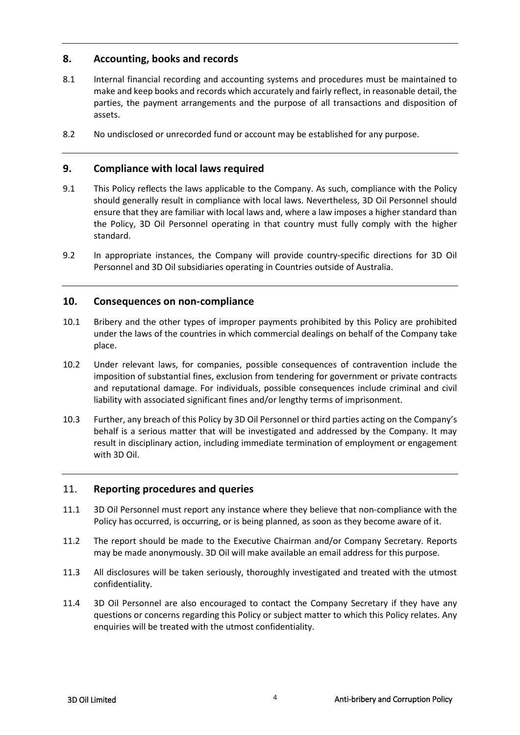## 8. Accounting, books and records

8.1 Internal financial recording and accounting systems and procedures must be maintained to make and keep books and records which accurately and fairly reflect, in reasonable detail, the parties, the payment arrangements and the purpose of all transactions and disposition of assets.

8.2 No undisclosed or unrecorded fund or account may be established for any purpose.

## 9. Compliance with local laws required

9.1 This Policy reflects the laws applicable to the Company. As such, compliance with the Policy should generally result in compliance with local laws. Nevertheless, 3D Oil Personnel should ensure that they are familiar with local laws and, where a law imposes a higher standard than the Policy, 3D Oil Personnel operating in that country must fully comply with the higher standard.

9.2 In appropriate instances, the Company will provide country-specific directions for 3D Oil Personnel and 3D Oil subsidiaries operating in Countries outside of Australia.

## 10. Consequences on non-compliance

10.1 Bribery and the other types of improper payments prohibited by this Policy are prohibited under the laws of the countries in which commercial dealings on behalf of the Company take place.

10.2 Under relevant laws, for companies, possible consequences of contravention include the imposition of substantial fines, exclusion from tendering for government or private contracts and reputational damage. For individuals, possible consequences include criminal and civil liability with associated significant fines and/or lengthy terms of imprisonment.

10.3 Further, any breach of this Policy by 3D Oil Personnel or third parties acting on the Company's behalf is a serious matter that will be investigated and addressed by the Company. It may result in disciplinary action, including immediate termination of employment or engagement with 3D Oil.

## 11. Reporting procedures and queries

11.1 3D Oil Personnel must report any instance where they believe that non-compliance with the Policy has occurred, is occurring, or is being planned, as soon as they become aware of it.

11.2 The report should be made to the Executive Chairman and/or Company Secretary. Reports may be made anonymously. 3D Oil will make available an email address for this purpose.

11.3 All disclosures will be taken seriously, thoroughly investigated and treated with the utmost confidentiality.

11.4 3D Oil Personnel are also encouraged to contact the Company Secretary if they have any questions or concerns regarding this Policy or subject matter to which this Policy relates. Any enquiries will be treated with the utmost confidentiality.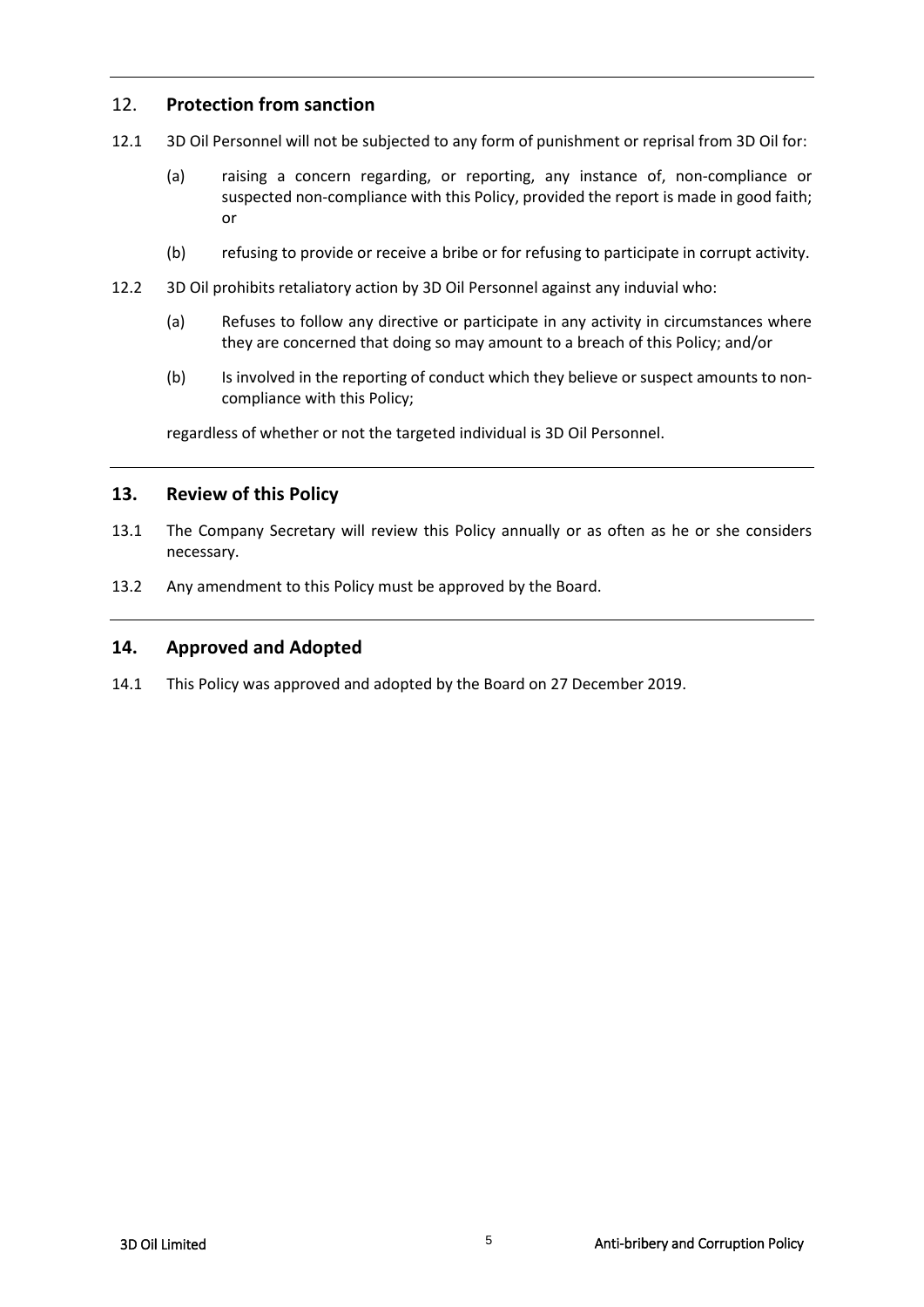## 12. Protection from sanction

12.1 3D Oil Personnel will not be subjected to any form of punishment or reprisal from 3D Oil for:

(a) raising a concern regarding, or reporting, any instance of, non-compliance or suspected non-compliance with this Policy, provided the report is made in good faith; or

(b) refusing to provide or receive a bribe or for refusing to participate in corrupt activity.

12.2 3D Oil prohibits retaliatory action by 3D Oil Personnel against any induvial who:

(a) Refuses to follow any directive or participate in any activity in circumstances where they are concerned that doing so may amount to a breach of this Policy; and/or

(b) Is involved in the reporting of conduct which they believe or suspect amounts to non-compliance with this Policy;

regardless of whether or not the targeted individual is 3D Oil Personnel.

## 13. Review of this Policy

13.1 The Company Secretary will review this Policy annually or as often as he or she considers necessary.

13.2 Any amendment to this Policy must be approved by the Board.

## 14. Approved and Adopted

14.1 This Policy was approved and adopted by the Board on 27 December 2019.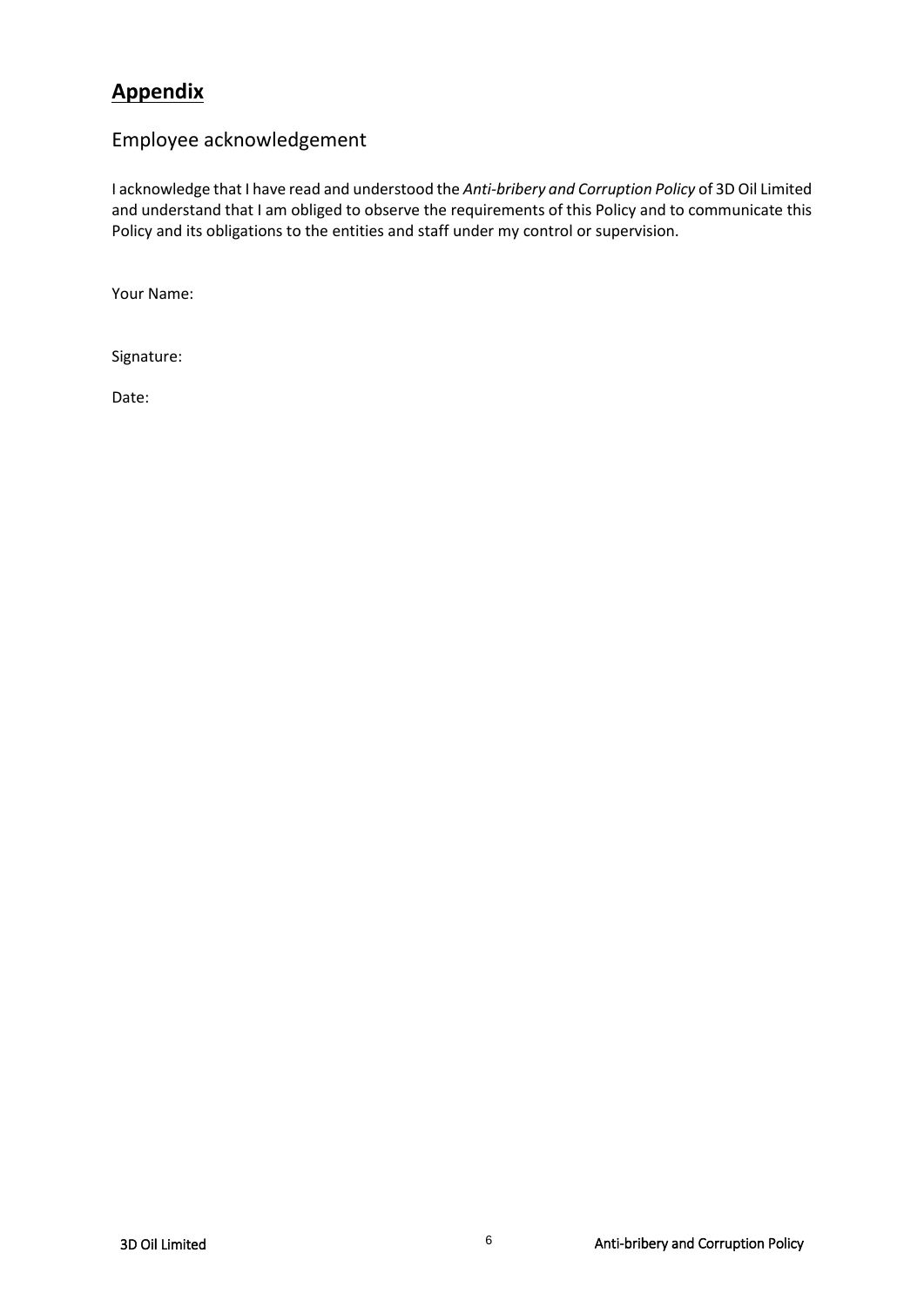# **Appendix**

## Employee acknowledgement

I acknowledge that I have read and understood the *Anti-bribery and Corruption Policy* of 3D Oil Limited and understand that I am obliged to observe the requirements of this Policy and to communicate this Policy and its obligations to the entities and staff under my control or supervision.

Your Name:

Signature:

Date: